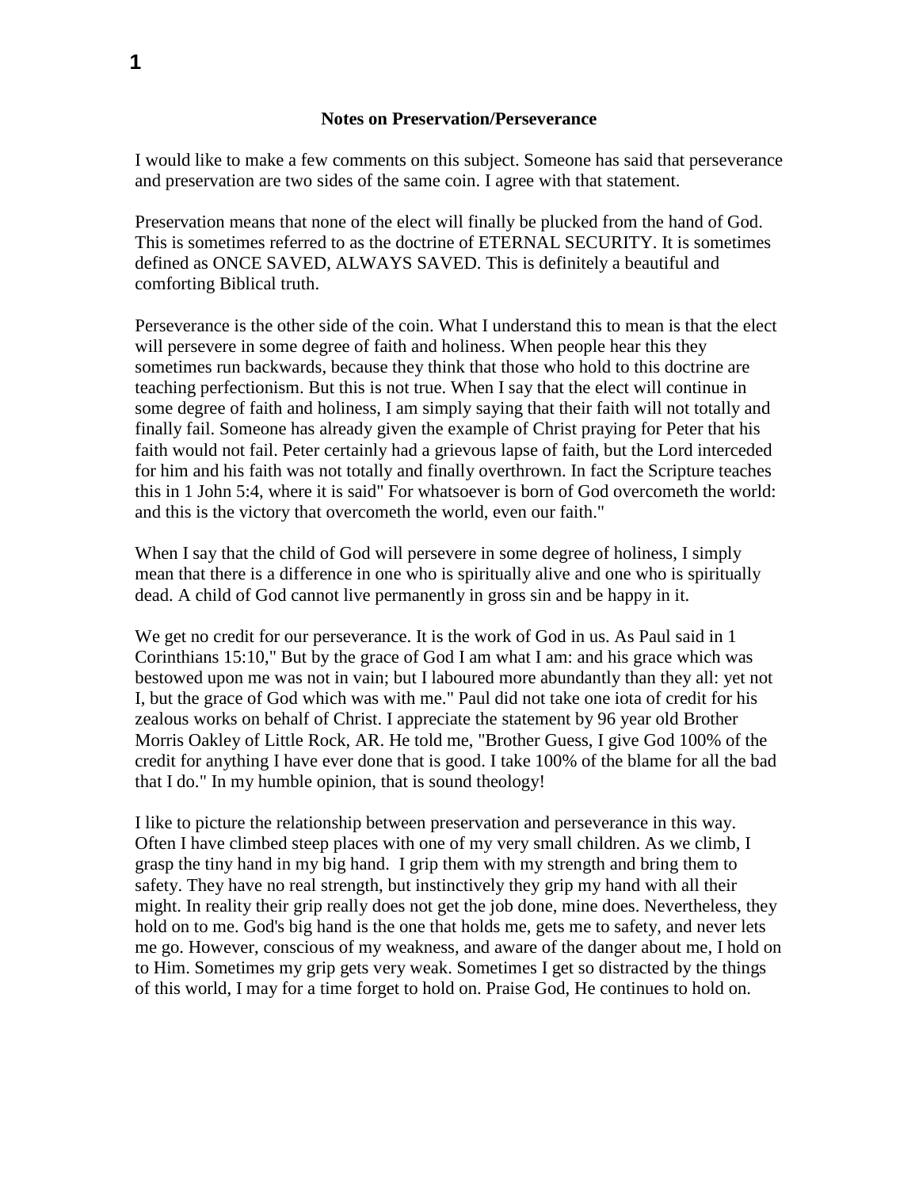# Notes on Preservation/Perseverance

I would like to make a few comments on this subject. Someone has said that perseverance and preservation are two sides of the same coin. I agree with that statement.

Preservation means that none of the elect will finally be plucked from the hand of God. This is sometimes referred to as the doctrine of ETERNAL SECURITY. It is sometimes defined as ONCE SAVED, ALWAYS SAVED. This is definitely a beautiful and comforting Biblical truth.

Perseverance is the other side of the coin. What I understand this to mean is that the elect will persevere in some degree of faith and holiness. When people hear this they sometimes run backwards, because they think that those who hold to this doctrine are teaching perfectionism. But this is not true. When I say that the elect will continue in some degree of faith and holiness, I am simply saying that their faith will not totally and finally fail. Someone has already given the example of Christ praying for Peter that his faith would not fail. Peter certainly had a grievous lapse of faith, but the Lord interceded for him and his faith was not totally and finally overthrown. In fact the Scripture teaches this in 1 John 5:4, where it is said" For whatsoever is born of God overcometh the world: and this is the victory that overcometh the world, even our faith."

When I say that the child of God will persevere in some degree of holiness, I simply mean that there is a difference in one who is spiritually alive and one who is spiritually dead. A child of God cannot live permanently in gross sin and be happy in it.

We get no credit for our perseverance. It is the work of God in us. As Paul said in 1 Corinthians 15:10," But by the grace of God I am what I am: and his grace which was bestowed upon me was not in vain; but I laboured more abundantly than they all: yet not I, but the grace of God which was with me." Paul did not take one iota of credit for his zealous works on behalf of Christ. I appreciate the statement by 96 year old Brother Morris Oakley of Little Rock, AR. He told me, "Brother Guess, I give God 100% of the credit for anything I have ever done that is good. I take 100% of the blame for all the bad that I do." In my humble opinion, that is sound theology!

I like to picture the relationship between preservation and perseverance in this way. Often I have climbed steep places with one of my very small children. As we climb, I grasp the tiny hand in my big hand. I grip them with my strength and bring them to safety. They have no real strength, but instinctively they grip my hand with all their might. In reality their grip really does not get the job done, mine does. Nevertheless, they hold on to me. God's big hand is the one that holds me, gets me to safety, and never lets me go. However, conscious of my weakness, and aware of the danger about me, I hold on to Him. Sometimes my grip gets very weak. Sometimes I get so distracted by the things of this world, I may for a time forget to hold on. Praise God, He continues to hold on.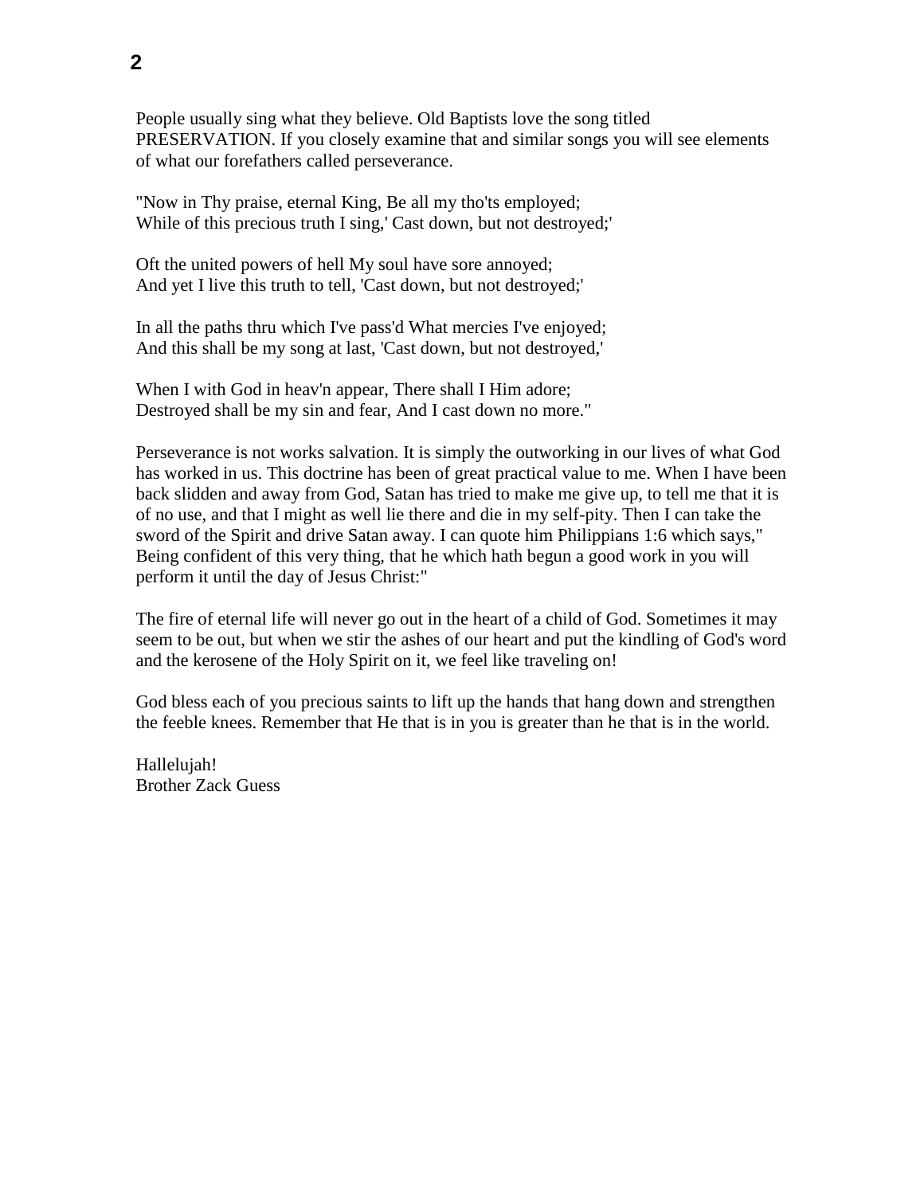People usually sing what they believe. Old Baptists love the song titled PRESERVATION. If you closely examine that and similar songs you will see elements of what our forefathers called perseverance.

"Now in Thy praise, eternal King, Be all my tho'ts employed;  
While of this precious truth I sing,' Cast down, but not destroyed;'

Oft the united powers of hell My soul have sore annoyed;  
And yet I live this truth to tell, 'Cast down, but not destroyed;'

In all the paths thru which I've pass'd What mercies I've enjoyed;  
And this shall be my song at last, 'Cast down, but not destroyed,'

When I with God in heav'n appear, There shall I Him adore;  
Destroyed shall be my sin and fear, And I cast down no more."

Perseverance is not works salvation. It is simply the outworking in our lives of what God has worked in us. This doctrine has been of great practical value to me. When I have been back slidden and away from God, Satan has tried to make me give up, to tell me that it is of no use, and that I might as well lie there and die in my self-pity. Then I can take the sword of the Spirit and drive Satan away. I can quote him Philippians 1:6 which says," Being confident of this very thing, that he which hath begun a good work in you will perform it until the day of Jesus Christ:"

The fire of eternal life will never go out in the heart of a child of God. Sometimes it may seem to be out, but when we stir the ashes of our heart and put the kindling of God's word and the kerosene of the Holy Spirit on it, we feel like traveling on!

God bless each of you precious saints to lift up the hands that hang down and strengthen the feeble knees. Remember that He that is in you is greater than he that is in the world.

Hallelujah!  
Brother Zack Guess